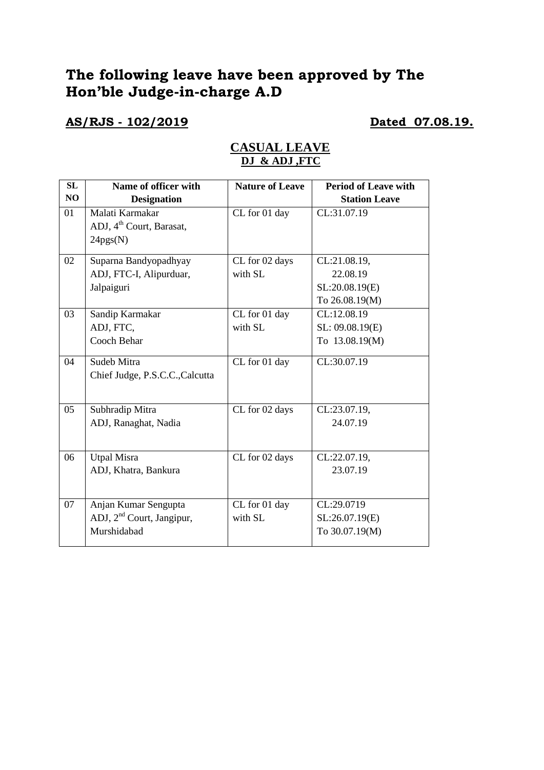# The following leave have been approved by The Hon'ble Judge-in-charge A.D

**AS/RJS - 102/2019** **Dated 07.08.19.**

## CASUAL LEAVE

### DJ & ADJ ,FTC

| SL NO | Name of officer with Designation | Nature of Leave | Period of Leave with Station Leave |
|---|---|---|---|
| 01 | Malati Karmakar<br>ADJ, 4th Court, Barasat, 24pgs(N) | CL for 01 day | CL:31.07.19 |
| 02 | Suparna Bandyopadhyay<br>ADJ, FTC-I, Alipurduar, Jalpaiguri | CL for 02 days with SL | CL:21.08.19, 22.08.19<br>SL:20.08.19(E) To 26.08.19(M) |
| 03 | Sandip Karmakar<br>ADJ, FTC, Cooch Behar | CL for 01 day with SL | CL:12.08.19<br>SL: 09.08.19(E) To 13.08.19(M) |
| 04 | Sudeb Mitra<br>Chief Judge, P.S.C.C.,Calcutta | CL for 01 day | CL:30.07.19 |
| 05 | Subhradip Mitra<br>ADJ, Ranaghat, Nadia | CL for 02 days | CL:23.07.19, 24.07.19 |
| 06 | Utpal Misra<br>ADJ, Khatra, Bankura | CL for 02 days | CL:22.07.19, 23.07.19 |
| 07 | Anjan Kumar Sengupta<br>ADJ, 2nd Court, Jangipur, Murshidabad | CL for 01 day with SL | CL:29.0719<br>SL:26.07.19(E) To 30.07.19(M) |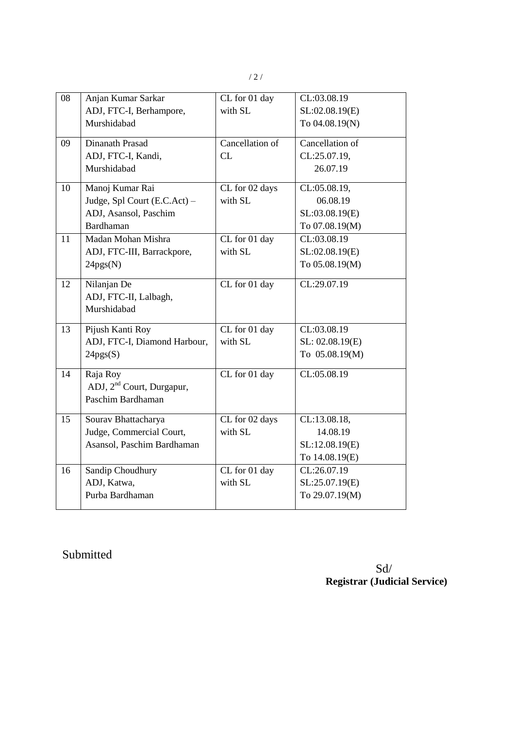| 08 | Anjan Kumar Sarkar<br>ADJ, FTC-I, Berhampore,<br>Murshidabad | CL for 01 day<br>with SL | CL:03.08.19<br>SL:02.08.19(E)<br>To 04.08.19(N) |
|---|---|---|---|
| 09 | Dinanath Prasad<br>ADJ, FTC-I, Kandi,<br>Murshidabad | Cancellation of<br>CL | Cancellation of<br>CL:25.07.19,<br>26.07.19 |
| 10 | Manoj Kumar Rai<br>Judge, Spl Court (E.C.Act) –<br>ADJ, Asansol, Paschim<br>Bardhaman | CL for 02 days<br>with SL | CL:05.08.19,<br>06.08.19<br>SL:03.08.19(E)<br>To 07.08.19(M) |
| 11 | Madan Mohan Mishra<br>ADJ, FTC-III, Barrackpore,<br>24pgs(N) | CL for 01 day<br>with SL | CL:03.08.19<br>SL:02.08.19(E)<br>To 05.08.19(M) |
| 12 | Nilanjan De<br>ADJ, FTC-II, Lalbagh,<br>Murshidabad | CL for 01 day | CL:29.07.19 |
| 13 | Pijush Kanti Roy<br>ADJ, FTC-I, Diamond Harbour,<br>24pgs(S) | CL for 01 day<br>with SL | CL:03.08.19<br>SL: 02.08.19(E)<br>To 05.08.19(M) |
| 14 | Raja Roy<br>ADJ, 2nd Court, Durgapur,<br>Paschim Bardhaman | CL for 01 day | CL:05.08.19 |
| 15 | Sourav Bhattacharya<br>Judge, Commercial Court,<br>Asansol, Paschim Bardhaman | CL for 02 days<br>with SL | CL:13.08.18,<br>14.08.19<br>SL:12.08.19(E)<br>To 14.08.19(E) |
| 16 | Sandip Choudhury<br>ADJ, Katwa,<br>Purba Bardhaman | CL for 01 day<br>with SL | CL:26.07.19<br>SL:25.07.19(E)<br>To 29.07.19(M) |

Submitted

Sd/
**Registrar (Judicial Service)**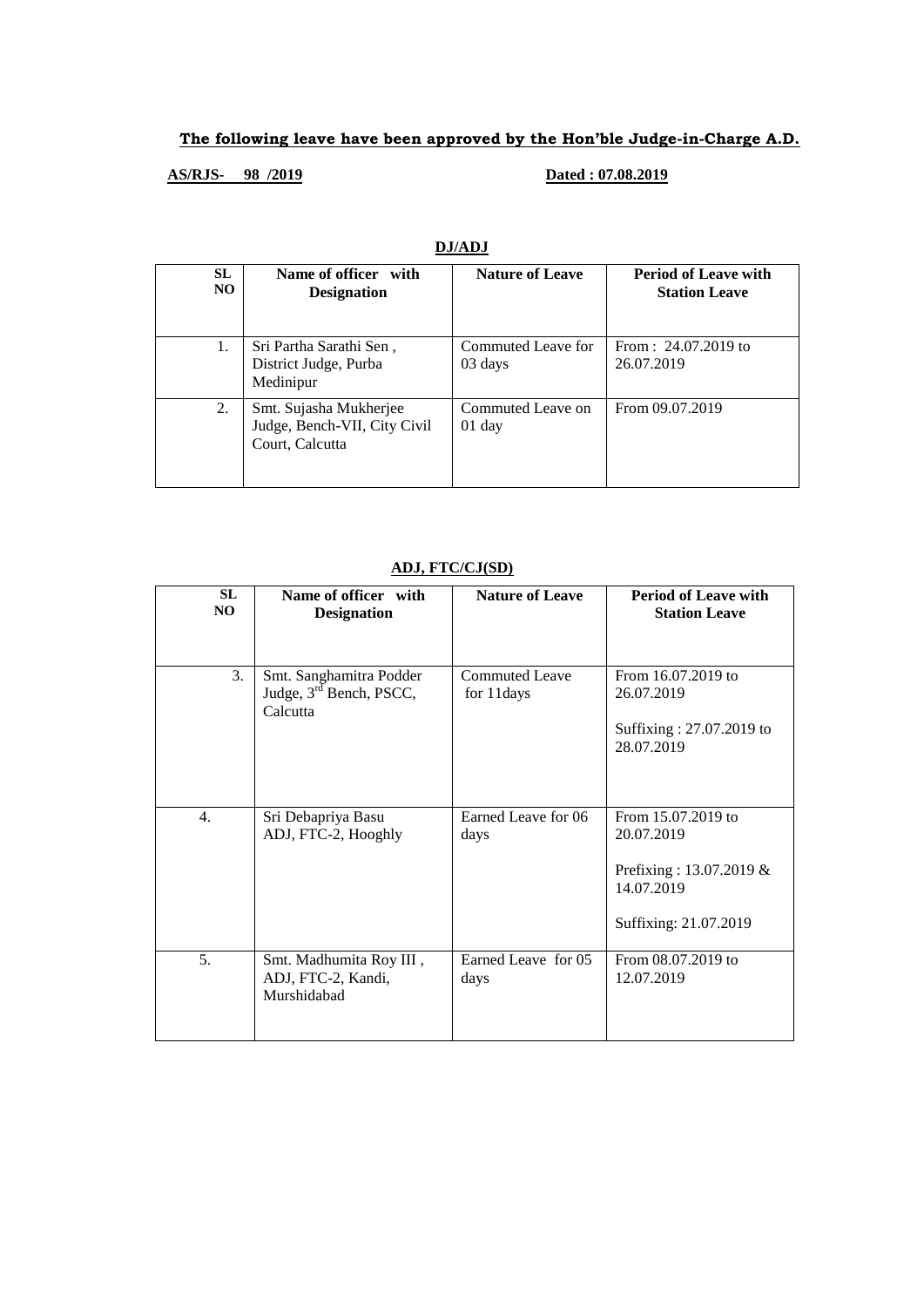**The following leave have been approved by the Hon'ble Judge-in-Charge A.D.**

**AS/RJS- 98 /2019** **Dated : 07.08.2019**

**DJ/ADJ**

| SL NO | Name of officer with Designation | Nature of Leave | Period of Leave with Station Leave |
|---|---|---|---|
| 1. | Sri Partha Sarathi Sen , District Judge, Purba Medinipur | Commuted Leave for 03 days | From : 24.07.2019 to 26.07.2019 |
| 2. | Smt. Sujasha Mukherjee Judge, Bench-VII, City Civil Court, Calcutta | Commuted Leave on 01 day | From 09.07.2019 |

**ADJ, FTC/CJ(SD)**

| SL NO | Name of officer with Designation | Nature of Leave | Period of Leave with Station Leave |
|---|---|---|---|
| 3. | Smt. Sanghamitra Podder Judge, 3rd Bench, PSCC, Calcutta | Commuted Leave for 11days | From 16.07.2019 to 26.07.2019<br><br>Suffixing : 27.07.2019 to 28.07.2019 |
| 4. | Sri Debapriya Basu ADJ, FTC-2, Hooghly | Earned Leave for 06 days | From 15.07.2019 to 20.07.2019<br><br>Prefixing : 13.07.2019 & 14.07.2019<br><br>Suffixing: 21.07.2019 |
| 5. | Smt. Madhumita Roy III , ADJ, FTC-2, Kandi, Murshidabad | Earned Leave for 05 days | From 08.07.2019 to 12.07.2019 |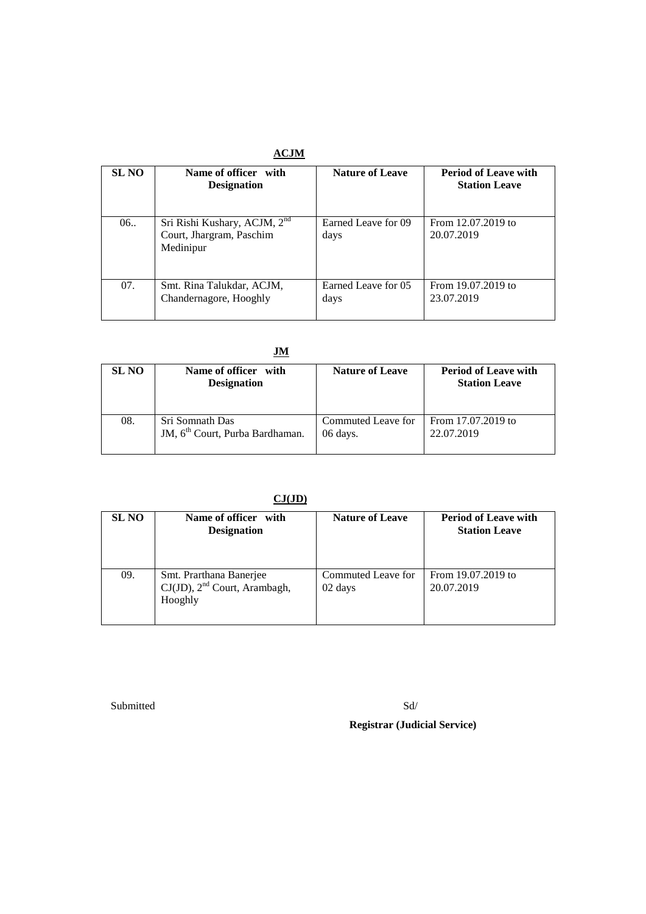## ACJM

| SL NO | Name of officer with Designation | Nature of Leave | Period of Leave with Station Leave |
|---|---|---|---|
| 06.. | Sri Rishi Kushary, ACJM, 2[nd] Court, Jhargram, Paschim Medinipur | Earned Leave for 09 days | From 12.07.2019 to 20.07.2019 |
| 07. | Smt. Rina Talukdar, ACJM, Chandernagore, Hooghly | Earned Leave for 05 days | From 19.07.2019 to 23.07.2019 |

## JM

| SL NO | Name of officer with Designation | Nature of Leave | Period of Leave with Station Leave |
|---|---|---|---|
| 08. | Sri Somnath Das JM, 6[th] Court, Purba Bardhaman. | Commuted Leave for 06 days. | From 17.07.2019 to 22.07.2019 |

## CJ(JD)

| SL NO | Name of officer with Designation | Nature of Leave | Period of Leave with Station Leave |
|---|---|---|---|
| 09. | Smt. Prarthana Banerjee CJ(JD), 2[nd] Court, Arambagh, Hooghly | Commuted Leave for 02 days | From 19.07.2019 to 20.07.2019 |

Submitted

Sd/

**Registrar (Judicial Service)**